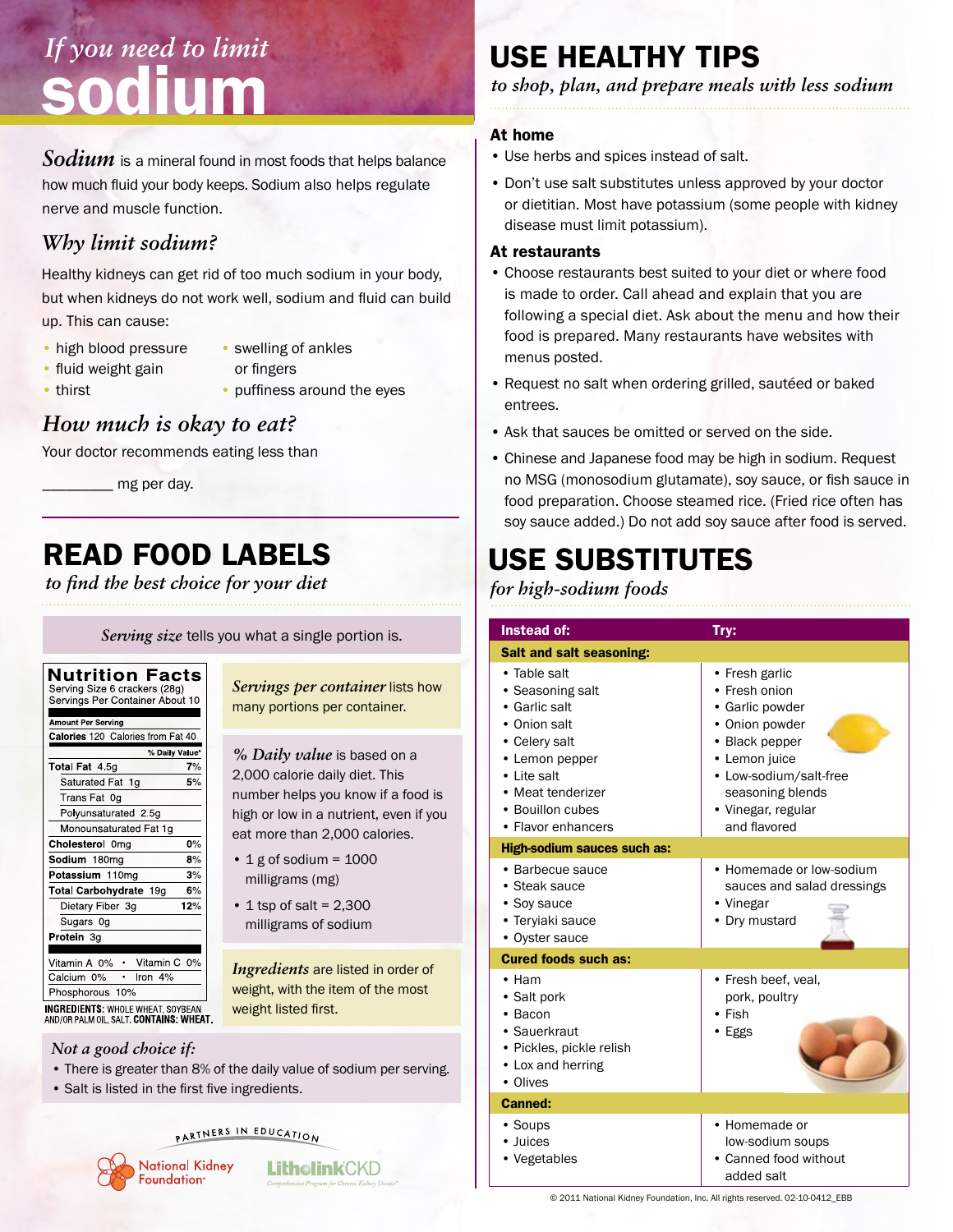# *If you need to limit* sodium

***Sodium*** is a mineral found in most foods that helps balance how much fluid your body keeps. Sodium also helps regulate nerve and muscle function.

## *Why limit sodium?*

Healthy kidneys can get rid of too much sodium in your body, but when kidneys do not work well, sodium and fluid can build up. This can cause:

- high blood pressure
- fluid weight gain
- thirst
- swelling of ankles or fingers
- puffiness around the eyes

## *How much is okay to eat?*

Your doctor recommends eating less than

_________ mg per day.

# READ FOOD LABELS

*to find the best choice for your diet*

***Serving size*** tells you what a single portion is.

**Nutrition Facts**
Serving Size 6 crackers (28g)
Servings Per Container About 10

| Amount Per Serving | |
|---|---|
| **Calories** 120 Calories from Fat 40 | |
| | **% Daily Value*** |
| **Total Fat** 4.5g | **7%** |
| Saturated Fat 1g | **5%** |
| Trans Fat 0g | |
| Polyunsaturated 2.5g | |
| Monounsaturated Fat 1g | |
| **Cholesterol** 0mg | **0%** |
| **Sodium** 180mg | **8%** |
| **Potassium** 110mg | **3%** |
| **Total Carbohydrate** 19g | **6%** |
| Dietary Fiber 3g | **12%** |
| Sugars 0g | |
| **Protein** 3g | |
| Vitamin A 0% • Vitamin C 0% | |
| Calcium 0% • Iron 4% | |
| Phosphorous 10% | |

**INGREDIENTS:** WHOLE WHEAT, SOYBEAN AND/OR PALM OIL, SALT. **CONTAINS: WHEAT.**

***Servings per container*** lists how many portions per container.

***% Daily value*** is based on a 2,000 calorie daily diet. This number helps you know if a food is high or low in a nutrient, even if you eat more than 2,000 calories.

- 1 g of sodium = 1000 milligrams (mg)
- 1 tsp of salt = 2,300 milligrams of sodium

***Ingredients*** are listed in order of weight, with the item of the most weight listed first.

### *Not a good choice if:*

- There is greater than 8% of the daily value of sodium per serving.
- Salt is listed in the first five ingredients.

PARTNERS IN EDUCATION
National Kidney Foundation
LitholinkCKD

# USE HEALTHY TIPS

*to shop, plan, and prepare meals with less sodium*

### At home

- Use herbs and spices instead of salt.
- Don't use salt substitutes unless approved by your doctor or dietitian. Most have potassium (some people with kidney disease must limit potassium).

### At restaurants

- Choose restaurants best suited to your diet or where food is made to order. Call ahead and explain that you are following a special diet. Ask about the menu and how their food is prepared. Many restaurants have websites with menus posted.
- Request no salt when ordering grilled, sautéed or baked entrees.
- Ask that sauces be omitted or served on the side.
- Chinese and Japanese food may be high in sodium. Request no MSG (monosodium glutamate), soy sauce, or fish sauce in food preparation. Choose steamed rice. (Fried rice often has soy sauce added.) Do not add soy sauce after food is served.

# USE SUBSTITUTES

*for high-sodium foods*

| Instead of: | Try: |
|---|---|
| **Salt and salt seasoning:** | |
| • Table salt<br>• Seasoning salt<br>• Garlic salt<br>• Onion salt<br>• Celery salt<br>• Lemon pepper<br>• Lite salt<br>• Meat tenderizer<br>• Bouillon cubes<br>• Flavor enhancers | • Fresh garlic<br>• Fresh onion<br>• Garlic powder<br>• Onion powder<br>• Black pepper<br>• Lemon juice<br>• Low-sodium/salt-free seasoning blends<br>• Vinegar, regular and flavored |
| **High-sodium sauces such as:** | |
| • Barbecue sauce<br>• Steak sauce<br>• Soy sauce<br>• Teriyaki sauce<br>• Oyster sauce | • Homemade or low-sodium sauces and salad dressings<br>• Vinegar<br>• Dry mustard |
| **Cured foods such as:** | |
| • Ham<br>• Salt pork<br>• Bacon<br>• Sauerkraut<br>• Pickles, pickle relish<br>• Lox and herring<br>• Olives | • Fresh beef, veal, pork, poultry<br>• Fish<br>• Eggs |
| **Canned:** | |
| • Soups<br>• Juices<br>• Vegetables | • Homemade or low-sodium soups<br>• Canned food without added salt |

© 2011 National Kidney Foundation, Inc. All rights reserved. 02-10-0412_EBB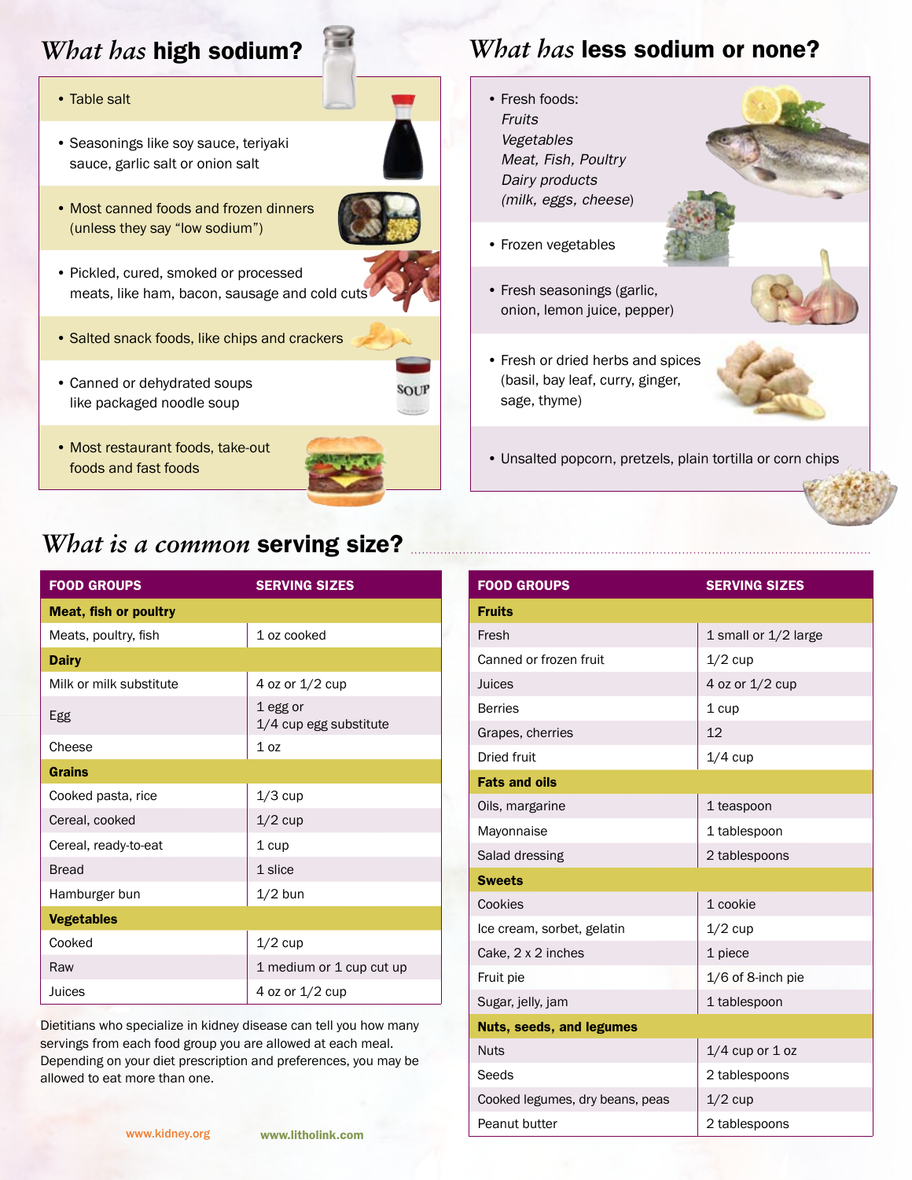## *What has* high sodium?

- Table salt
- Seasonings like soy sauce, teriyaki sauce, garlic salt or onion salt
- Most canned foods and frozen dinners (unless they say "low sodium")
- Pickled, cured, smoked or processed meats, like ham, bacon, sausage and cold cuts
- Salted snack foods, like chips and crackers
- Canned or dehydrated soups like packaged noodle soup
- Most restaurant foods, take-out foods and fast foods

## *What has* less sodium or none?

- Fresh foods:
  *Fruits*
  *Vegetables*
  *Meat, Fish, Poultry*
  *Dairy products*
  *(milk, eggs, cheese)*
- Frozen vegetables
- Fresh seasonings (garlic, onion, lemon juice, pepper)
- Fresh or dried herbs and spices (basil, bay leaf, curry, ginger, sage, thyme)
- Unsalted popcorn, pretzels, plain tortilla or corn chips

## *What is a common* serving size?

| FOOD GROUPS | SERVING SIZES |
|---|---|
| **Meat, fish or poultry** | |
| Meats, poultry, fish | 1 oz cooked |
| **Dairy** | |
| Milk or milk substitute | 4 oz or 1/2 cup |
| Egg | 1 egg or 1/4 cup egg substitute |
| Cheese | 1 oz |
| **Grains** | |
| Cooked pasta, rice | 1/3 cup |
| Cereal, cooked | 1/2 cup |
| Cereal, ready-to-eat | 1 cup |
| Bread | 1 slice |
| Hamburger bun | 1/2 bun |
| **Vegetables** | |
| Cooked | 1/2 cup |
| Raw | 1 medium or 1 cup cut up |
| Juices | 4 oz or 1/2 cup |

Dietitians who specialize in kidney disease can tell you how many servings from each food group you are allowed at each meal. Depending on your diet prescription and preferences, you may be allowed to eat more than one.

| FOOD GROUPS | SERVING SIZES |
|---|---|
| **Fruits** | |
| Fresh | 1 small or 1/2 large |
| Canned or frozen fruit | 1/2 cup |
| Juices | 4 oz or 1/2 cup |
| Berries | 1 cup |
| Grapes, cherries | 12 |
| Dried fruit | 1/4 cup |
| **Fats and oils** | |
| Oils, margarine | 1 teaspoon |
| Mayonnaise | 1 tablespoon |
| Salad dressing | 2 tablespoons |
| **Sweets** | |
| Cookies | 1 cookie |
| Ice cream, sorbet, gelatin | 1/2 cup |
| Cake, 2 x 2 inches | 1 piece |
| Fruit pie | 1/6 of 8-inch pie |
| Sugar, jelly, jam | 1 tablespoon |
| **Nuts, seeds, and legumes** | |
| Nuts | 1/4 cup or 1 oz |
| Seeds | 2 tablespoons |
| Cooked legumes, dry beans, peas | 1/2 cup |
| Peanut butter | 2 tablespoons |

www.kidney.org www.litholink.com